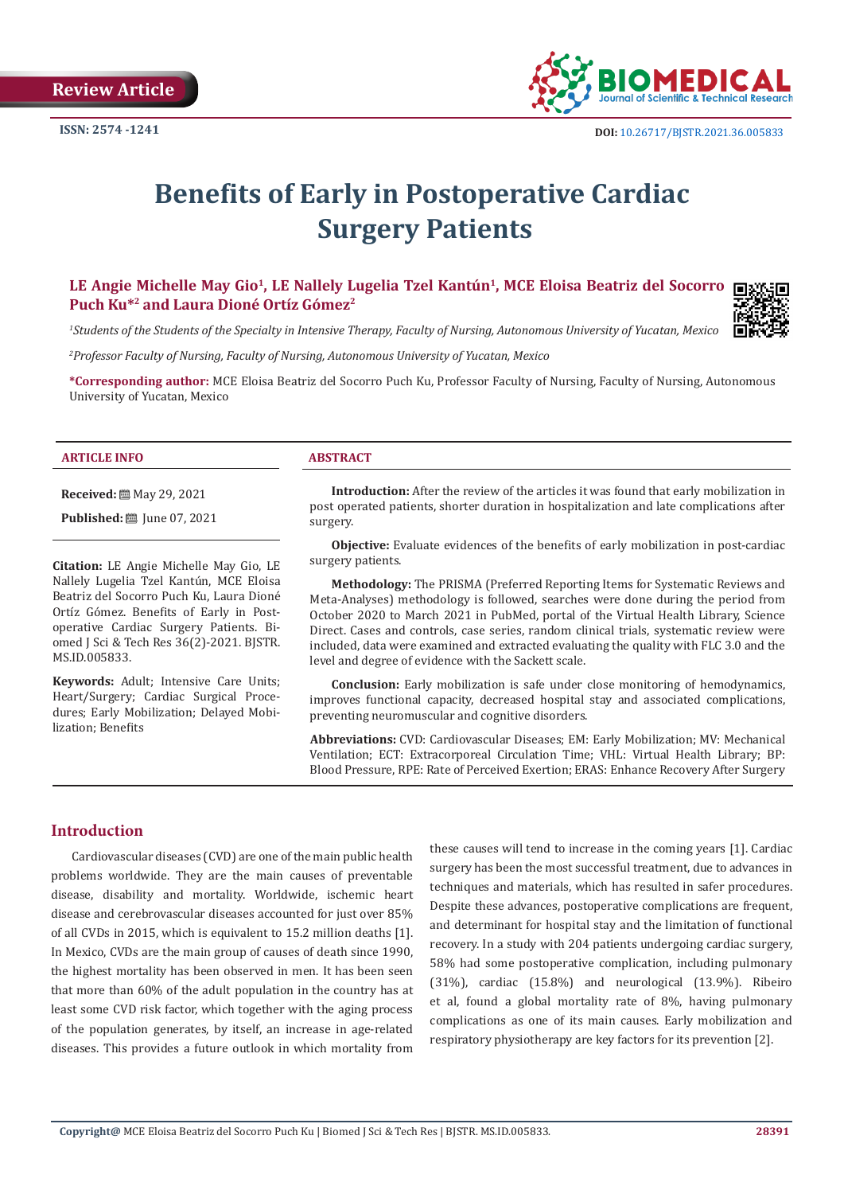Review Article

ISSN: 2574 -1241

DOI: 10.26717/BJSTR.2021.36.005833

# Benefits of Early in Postoperative Cardiac Surgery Patients

**LE Angie Michelle May Gio[1], LE Nallely Lugelia Tzel Kantún[1], MCE Eloisa Beatriz del Socorro Puch Ku*[2] and Laura Dioné Ortíz Gómez[2]**

*[1]Students of the Students of the Specialty in Intensive Therapy, Faculty of Nursing, Autonomous University of Yucatan, Mexico*

*[2]Professor Faculty of Nursing, Faculty of Nursing, Autonomous University of Yucatan, Mexico*

**\*Corresponding author:** MCE Eloisa Beatriz del Socorro Puch Ku, Professor Faculty of Nursing, Faculty of Nursing, Autonomous University of Yucatan, Mexico

**ARTICLE INFO**

**Received:** May 29, 2021

**Published:** June 07, 2021

**Citation:** LE Angie Michelle May Gio, LE Nallely Lugelia Tzel Kantún, MCE Eloisa Beatriz del Socorro Puch Ku, Laura Dioné Ortíz Gómez. Benefits of Early in Postoperative Cardiac Surgery Patients. Biomed J Sci & Tech Res 36(2)-2021. BJSTR. MS.ID.005833.

**Keywords:** Adult; Intensive Care Units; Heart/Surgery; Cardiac Surgical Procedures; Early Mobilization; Delayed Mobilization; Benefits

**ABSTRACT**

**Introduction:** After the review of the articles it was found that early mobilization in post operated patients, shorter duration in hospitalization and late complications after surgery.

**Objective:** Evaluate evidences of the benefits of early mobilization in post-cardiac surgery patients.

**Methodology:** The PRISMA (Preferred Reporting Items for Systematic Reviews and Meta-Analyses) methodology is followed, searches were done during the period from October 2020 to March 2021 in PubMed, portal of the Virtual Health Library, Science Direct. Cases and controls, case series, random clinical trials, systematic review were included, data were examined and extracted evaluating the quality with FLC 3.0 and the level and degree of evidence with the Sackett scale.

**Conclusion:** Early mobilization is safe under close monitoring of hemodynamics, improves functional capacity, decreased hospital stay and associated complications, preventing neuromuscular and cognitive disorders.

**Abbreviations:** CVD: Cardiovascular Diseases; EM: Early Mobilization; MV: Mechanical Ventilation; ECT: Extracorporeal Circulation Time; VHL: Virtual Health Library; BP: Blood Pressure, RPE: Rate of Perceived Exertion; ERAS: Enhance Recovery After Surgery

## Introduction

Cardiovascular diseases (CVD) are one of the main public health problems worldwide. They are the main causes of preventable disease, disability and mortality. Worldwide, ischemic heart disease and cerebrovascular diseases accounted for just over 85% of all CVDs in 2015, which is equivalent to 15.2 million deaths [1]. In Mexico, CVDs are the main group of causes of death since 1990, the highest mortality has been observed in men. It has been seen that more than 60% of the adult population in the country has at least some CVD risk factor, which together with the aging process of the population generates, by itself, an increase in age-related diseases. This provides a future outlook in which mortality from these causes will tend to increase in the coming years [1]. Cardiac surgery has been the most successful treatment, due to advances in techniques and materials, which has resulted in safer procedures. Despite these advances, postoperative complications are frequent, and determinant for hospital stay and the limitation of functional recovery. In a study with 204 patients undergoing cardiac surgery, 58% had some postoperative complication, including pulmonary (31%), cardiac (15.8%) and neurological (13.9%). Ribeiro et al, found a global mortality rate of 8%, having pulmonary complications as one of its main causes. Early mobilization and respiratory physiotherapy are key factors for its prevention [2].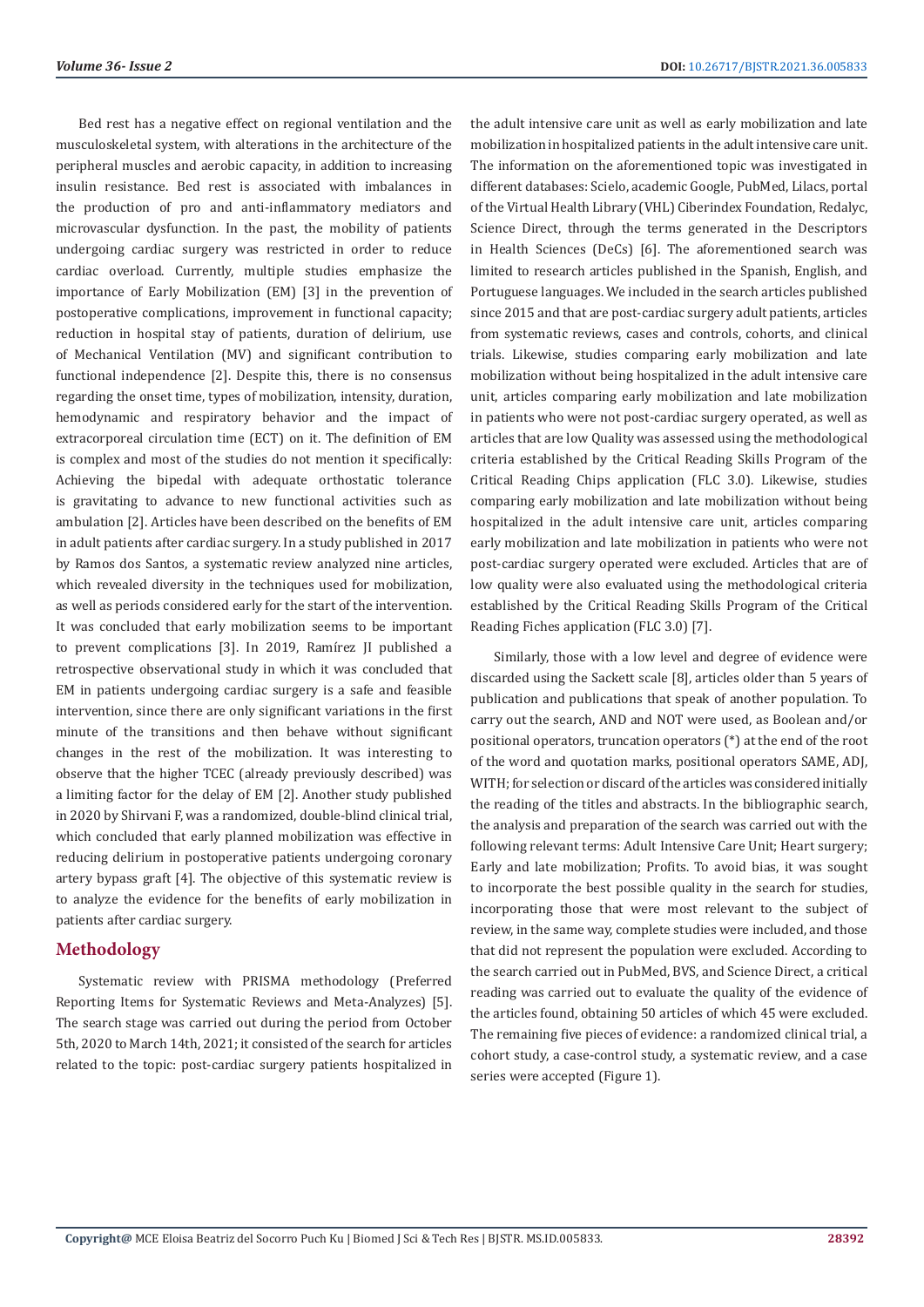Bed rest has a negative effect on regional ventilation and the musculoskeletal system, with alterations in the architecture of the peripheral muscles and aerobic capacity, in addition to increasing insulin resistance. Bed rest is associated with imbalances in the production of pro and anti-inflammatory mediators and microvascular dysfunction. In the past, the mobility of patients undergoing cardiac surgery was restricted in order to reduce cardiac overload. Currently, multiple studies emphasize the importance of Early Mobilization (EM) [3] in the prevention of postoperative complications, improvement in functional capacity; reduction in hospital stay of patients, duration of delirium, use of Mechanical Ventilation (MV) and significant contribution to functional independence [2]. Despite this, there is no consensus regarding the onset time, types of mobilization, intensity, duration, hemodynamic and respiratory behavior and the impact of extracorporeal circulation time (ECT) on it. The definition of EM is complex and most of the studies do not mention it specifically: Achieving the bipedal with adequate orthostatic tolerance is gravitating to advance to new functional activities such as ambulation [2]. Articles have been described on the benefits of EM in adult patients after cardiac surgery. In a study published in 2017 by Ramos dos Santos, a systematic review analyzed nine articles, which revealed diversity in the techniques used for mobilization, as well as periods considered early for the start of the intervention. It was concluded that early mobilization seems to be important to prevent complications [3]. In 2019, Ramírez JI published a retrospective observational study in which it was concluded that EM in patients undergoing cardiac surgery is a safe and feasible intervention, since there are only significant variations in the first minute of the transitions and then behave without significant changes in the rest of the mobilization. It was interesting to observe that the higher TCEC (already previously described) was a limiting factor for the delay of EM [2]. Another study published in 2020 by Shirvani F, was a randomized, double-blind clinical trial, which concluded that early planned mobilization was effective in reducing delirium in postoperative patients undergoing coronary artery bypass graft [4]. The objective of this systematic review is to analyze the evidence for the benefits of early mobilization in patients after cardiac surgery.

## Methodology

Systematic review with PRISMA methodology (Preferred Reporting Items for Systematic Reviews and Meta-Analyzes) [5]. The search stage was carried out during the period from October 5th, 2020 to March 14th, 2021; it consisted of the search for articles related to the topic: post-cardiac surgery patients hospitalized in the adult intensive care unit as well as early mobilization and late mobilization in hospitalized patients in the adult intensive care unit. The information on the aforementioned topic was investigated in different databases: Scielo, academic Google, PubMed, Lilacs, portal of the Virtual Health Library (VHL) Ciberindex Foundation, Redalyc, Science Direct, through the terms generated in the Descriptors in Health Sciences (DeCs) [6]. The aforementioned search was limited to research articles published in the Spanish, English, and Portuguese languages. We included in the search articles published since 2015 and that are post-cardiac surgery adult patients, articles from systematic reviews, cases and controls, cohorts, and clinical trials. Likewise, studies comparing early mobilization and late mobilization without being hospitalized in the adult intensive care unit, articles comparing early mobilization and late mobilization in patients who were not post-cardiac surgery operated, as well as articles that are low Quality was assessed using the methodological criteria established by the Critical Reading Skills Program of the Critical Reading Chips application (FLC 3.0). Likewise, studies comparing early mobilization and late mobilization without being hospitalized in the adult intensive care unit, articles comparing early mobilization and late mobilization in patients who were not post-cardiac surgery operated were excluded. Articles that are of low quality were also evaluated using the methodological criteria established by the Critical Reading Skills Program of the Critical Reading Fiches application (FLC 3.0) [7].

Similarly, those with a low level and degree of evidence were discarded using the Sackett scale [8], articles older than 5 years of publication and publications that speak of another population. To carry out the search, AND and NOT were used, as Boolean and/or positional operators, truncation operators (*) at the end of the root of the word and quotation marks, positional operators SAME, ADJ, WITH; for selection or discard of the articles was considered initially the reading of the titles and abstracts. In the bibliographic search, the analysis and preparation of the search was carried out with the following relevant terms: Adult Intensive Care Unit; Heart surgery; Early and late mobilization; Profits. To avoid bias, it was sought to incorporate the best possible quality in the search for studies, incorporating those that were most relevant to the subject of review, in the same way, complete studies were included, and those that did not represent the population were excluded. According to the search carried out in PubMed, BVS, and Science Direct, a critical reading was carried out to evaluate the quality of the evidence of the articles found, obtaining 50 articles of which 45 were excluded. The remaining five pieces of evidence: a randomized clinical trial, a cohort study, a case-control study, a systematic review, and a case series were accepted (Figure 1).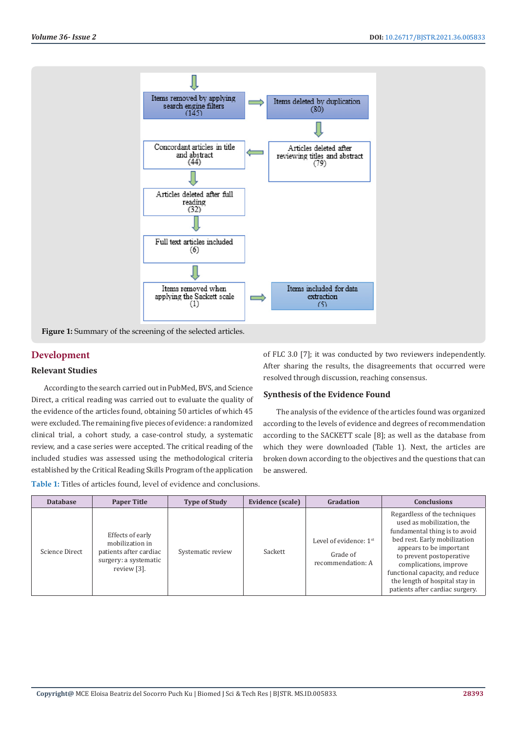Items removed by applying search engine filters (145)

Items deleted by duplication (80)

Articles deleted after reviewing titles and abstract (79)

Concordant articles in title and abstract (44)

Articles deleted after full reading (32)

Full text articles included (6)

Items removed when applying the Sackett scale (1)

Items included for data extraction (5)

**Figure 1:** Summary of the screening of the selected articles.

## Development

### Relevant Studies

According to the search carried out in PubMed, BVS, and Science Direct, a critical reading was carried out to evaluate the quality of the evidence of the articles found, obtaining 50 articles of which 45 were excluded. The remaining five pieces of evidence: a randomized clinical trial, a cohort study, a case-control study, a systematic review, and a case series were accepted. The critical reading of the included studies was assessed using the methodological criteria established by the Critical Reading Skills Program of the application of FLC 3.0 [7]; it was conducted by two reviewers independently. After sharing the results, the disagreements that occurred were resolved through discussion, reaching consensus.

### Synthesis of the Evidence Found

The analysis of the evidence of the articles found was organized according to the levels of evidence and degrees of recommendation according to the SACKETT scale [8]; as well as the database from which they were downloaded (Table 1). Next, the articles are broken down according to the objectives and the questions that can be answered.

**Table 1:** Titles of articles found, level of evidence and conclusions.

| Database | Paper Title | Type of Study | Evidence (scale) | Gradation | Conclusions |
|---|---|---|---|---|---|
| Science Direct | Effects of early mobilization in patients after cardiac surgery: a systematic review [3]. | Systematic review | Sackett | Level of evidence: 1st<br>Grade of recommendation: A | Regardless of the techniques used as mobilization, the fundamental thing is to avoid bed rest. Early mobilization appears to be important to prevent postoperative complications, improve functional capacity, and reduce the length of hospital stay in patients after cardiac surgery. |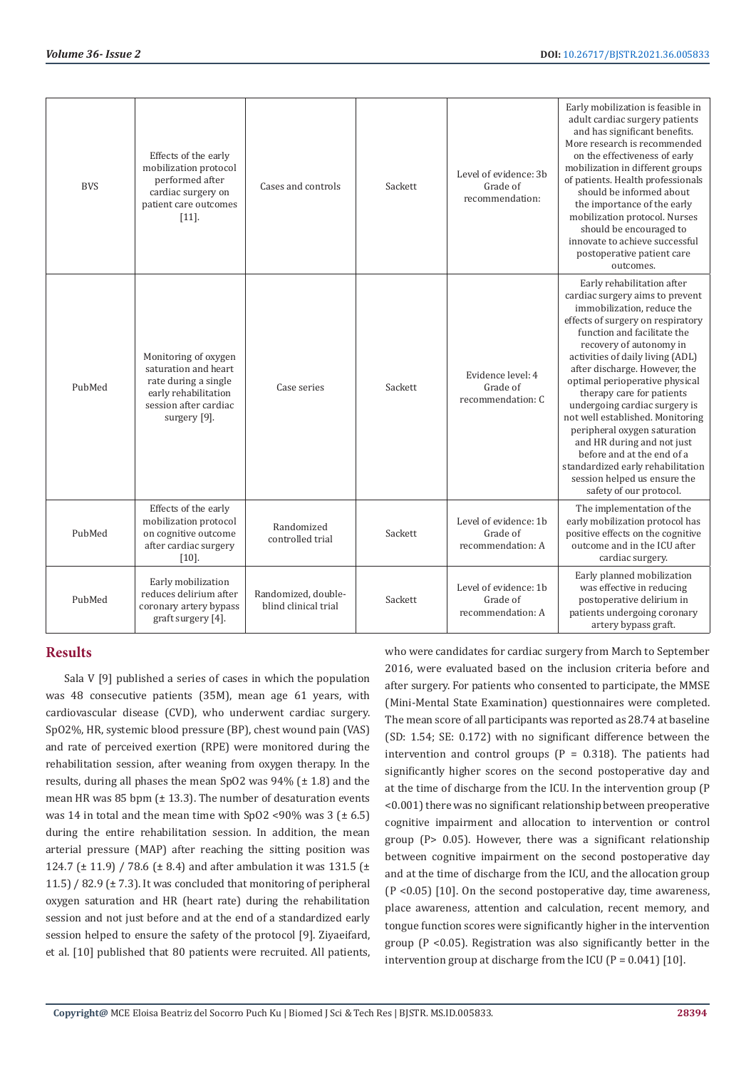| | | | | | |
|---|---|---|---|---|---|
| BVS | Effects of the early mobilization protocol performed after cardiac surgery on patient care outcomes [11]. | Cases and controls | Sackett | Level of evidence: 3b Grade of recommendation: | Early mobilization is feasible in adult cardiac surgery patients and has significant benefits. More research is recommended on the effectiveness of early mobilization in different groups of patients. Health professionals should be informed about the importance of the early mobilization protocol. Nurses should be encouraged to innovate to achieve successful postoperative patient care outcomes. |
| PubMed | Monitoring of oxygen saturation and heart rate during a single early rehabilitation session after cardiac surgery [9]. | Case series | Sackett | Evidence level: 4 Grade of recommendation: C | Early rehabilitation after cardiac surgery aims to prevent immobilization, reduce the effects of surgery on respiratory function and facilitate the recovery of autonomy in activities of daily living (ADL) after discharge. However, the optimal perioperative physical therapy care for patients undergoing cardiac surgery is not well established. Monitoring peripheral oxygen saturation and HR during and not just before and at the end of a standardized early rehabilitation session helped us ensure the safety of our protocol. |
| PubMed | Effects of the early mobilization protocol on cognitive outcome after cardiac surgery [10]. | Randomized controlled trial | Sackett | Level of evidence: 1b Grade of recommendation: A | The implementation of the early mobilization protocol has positive effects on the cognitive outcome and in the ICU after cardiac surgery. |
| PubMed | Early mobilization reduces delirium after coronary artery bypass graft surgery [4]. | Randomized, double-blind clinical trial | Sackett | Level of evidence: 1b Grade of recommendation: A | Early planned mobilization was effective in reducing postoperative delirium in patients undergoing coronary artery bypass graft. |

## Results

Sala V [9] published a series of cases in which the population was 48 consecutive patients (35M), mean age 61 years, with cardiovascular disease (CVD), who underwent cardiac surgery. SpO2%, HR, systemic blood pressure (BP), chest wound pain (VAS) and rate of perceived exertion (RPE) were monitored during the rehabilitation session, after weaning from oxygen therapy. In the results, during all phases the mean SpO2 was 94% (± 1.8) and the mean HR was 85 bpm (± 13.3). The number of desaturation events was 14 in total and the mean time with SpO2 <90% was 3 (± 6.5) during the entire rehabilitation session. In addition, the mean arterial pressure (MAP) after reaching the sitting position was 124.7 (± 11.9) / 78.6 (± 8.4) and after ambulation it was 131.5 (± 11.5) / 82.9 (± 7.3). It was concluded that monitoring of peripheral oxygen saturation and HR (heart rate) during the rehabilitation session and not just before and at the end of a standardized early session helped to ensure the safety of the protocol [9]. Ziyaeifard, et al. [10] published that 80 patients were recruited. All patients, who were candidates for cardiac surgery from March to September 2016, were evaluated based on the inclusion criteria before and after surgery. For patients who consented to participate, the MMSE (Mini-Mental State Examination) questionnaires were completed. The mean score of all participants was reported as 28.74 at baseline (SD: 1.54; SE: 0.172) with no significant difference between the intervention and control groups (P = 0.318). The patients had significantly higher scores on the second postoperative day and at the time of discharge from the ICU. In the intervention group (P <0.001) there was no significant relationship between preoperative cognitive impairment and allocation to intervention or control group (P> 0.05). However, there was a significant relationship between cognitive impairment on the second postoperative day and at the time of discharge from the ICU, and the allocation group (P <0.05) [10]. On the second postoperative day, time awareness, place awareness, attention and calculation, recent memory, and tongue function scores were significantly higher in the intervention group (P <0.05). Registration was also significantly better in the intervention group at discharge from the ICU (P = 0.041) [10].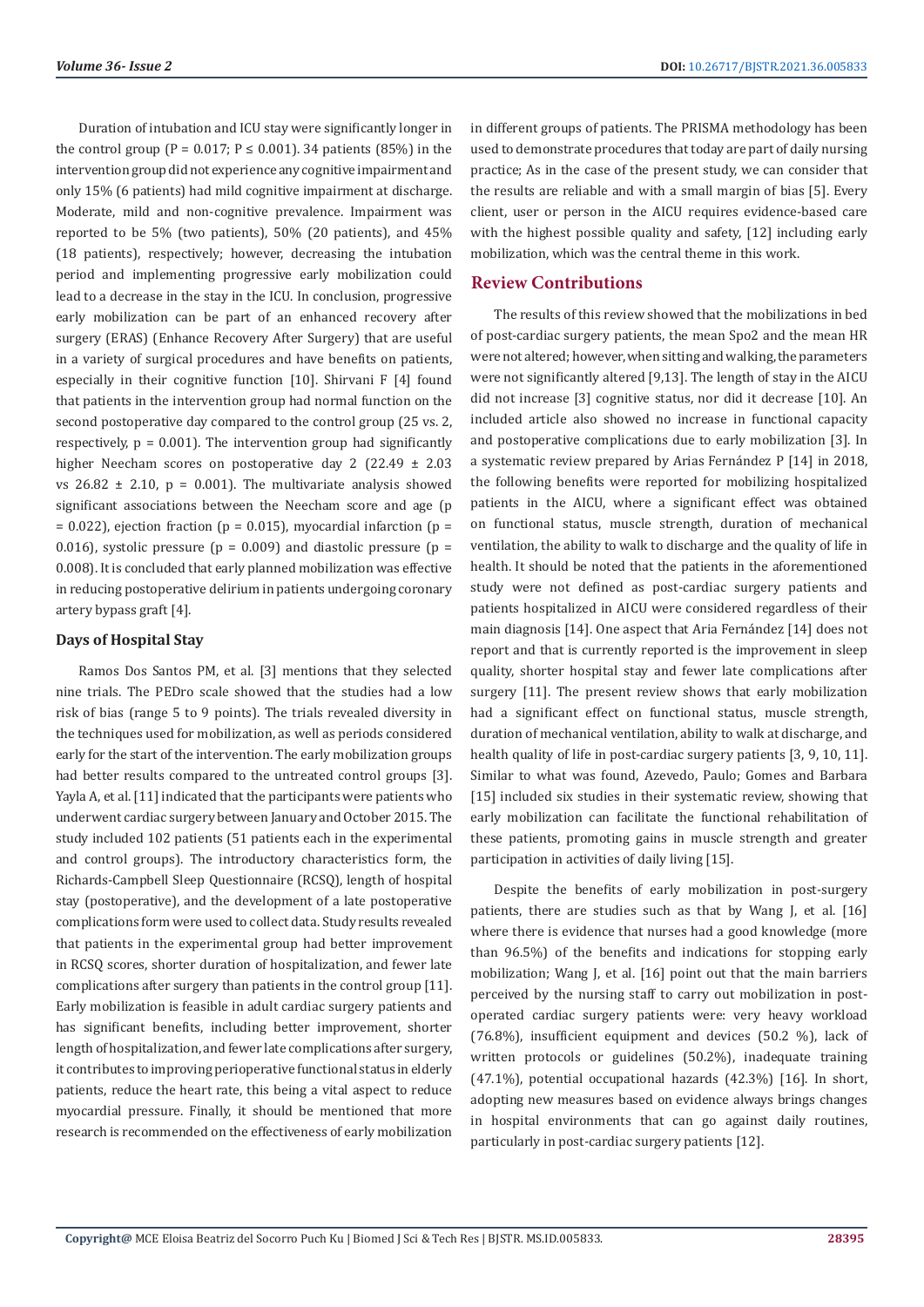Duration of intubation and ICU stay were significantly longer in the control group (P = 0.017; P ≤ 0.001). 34 patients (85%) in the intervention group did not experience any cognitive impairment and only 15% (6 patients) had mild cognitive impairment at discharge. Moderate, mild and non-cognitive prevalence. Impairment was reported to be 5% (two patients), 50% (20 patients), and 45% (18 patients), respectively; however, decreasing the intubation period and implementing progressive early mobilization could lead to a decrease in the stay in the ICU. In conclusion, progressive early mobilization can be part of an enhanced recovery after surgery (ERAS) (Enhance Recovery After Surgery) that are useful in a variety of surgical procedures and have benefits on patients, especially in their cognitive function [10]. Shirvani F [4] found that patients in the intervention group had normal function on the second postoperative day compared to the control group (25 vs. 2, respectively, p = 0.001). The intervention group had significantly higher Neecham scores on postoperative day 2 (22.49 ± 2.03 vs 26.82 ± 2.10, p = 0.001). The multivariate analysis showed significant associations between the Neecham score and age (p = 0.022), ejection fraction (p = 0.015), myocardial infarction (p = 0.016), systolic pressure (p = 0.009) and diastolic pressure (p = 0.008). It is concluded that early planned mobilization was effective in reducing postoperative delirium in patients undergoing coronary artery bypass graft [4].

### Days of Hospital Stay

Ramos Dos Santos PM, et al. [3] mentions that they selected nine trials. The PEDro scale showed that the studies had a low risk of bias (range 5 to 9 points). The trials revealed diversity in the techniques used for mobilization, as well as periods considered early for the start of the intervention. The early mobilization groups had better results compared to the untreated control groups [3]. Yayla A, et al. [11] indicated that the participants were patients who underwent cardiac surgery between January and October 2015. The study included 102 patients (51 patients each in the experimental and control groups). The introductory characteristics form, the Richards-Campbell Sleep Questionnaire (RCSQ), length of hospital stay (postoperative), and the development of a late postoperative complications form were used to collect data. Study results revealed that patients in the experimental group had better improvement in RCSQ scores, shorter duration of hospitalization, and fewer late complications after surgery than patients in the control group [11]. Early mobilization is feasible in adult cardiac surgery patients and has significant benefits, including better improvement, shorter length of hospitalization, and fewer late complications after surgery, it contributes to improving perioperative functional status in elderly patients, reduce the heart rate, this being a vital aspect to reduce myocardial pressure. Finally, it should be mentioned that more research is recommended on the effectiveness of early mobilization in different groups of patients. The PRISMA methodology has been used to demonstrate procedures that today are part of daily nursing practice; As in the case of the present study, we can consider that the results are reliable and with a small margin of bias [5]. Every client, user or person in the AICU requires evidence-based care with the highest possible quality and safety, [12] including early mobilization, which was the central theme in this work.

## Review Contributions

The results of this review showed that the mobilizations in bed of post-cardiac surgery patients, the mean Spo2 and the mean HR were not altered; however, when sitting and walking, the parameters were not significantly altered [9,13]. The length of stay in the AICU did not increase [3] cognitive status, nor did it decrease [10]. An included article also showed no increase in functional capacity and postoperative complications due to early mobilization [3]. In a systematic review prepared by Arias Fernández P [14] in 2018, the following benefits were reported for mobilizing hospitalized patients in the AICU, where a significant effect was obtained on functional status, muscle strength, duration of mechanical ventilation, the ability to walk to discharge and the quality of life in health. It should be noted that the patients in the aforementioned study were not defined as post-cardiac surgery patients and patients hospitalized in AICU were considered regardless of their main diagnosis [14]. One aspect that Aria Fernández [14] does not report and that is currently reported is the improvement in sleep quality, shorter hospital stay and fewer late complications after surgery [11]. The present review shows that early mobilization had a significant effect on functional status, muscle strength, duration of mechanical ventilation, ability to walk at discharge, and health quality of life in post-cardiac surgery patients [3, 9, 10, 11]. Similar to what was found, Azevedo, Paulo; Gomes and Barbara [15] included six studies in their systematic review, showing that early mobilization can facilitate the functional rehabilitation of these patients, promoting gains in muscle strength and greater participation in activities of daily living [15].

Despite the benefits of early mobilization in post-surgery patients, there are studies such as that by Wang J, et al. [16] where there is evidence that nurses had a good knowledge (more than 96.5%) of the benefits and indications for stopping early mobilization; Wang J, et al. [16] point out that the main barriers perceived by the nursing staff to carry out mobilization in post-operated cardiac surgery patients were: very heavy workload (76.8%), insufficient equipment and devices (50.2 %), lack of written protocols or guidelines (50.2%), inadequate training (47.1%), potential occupational hazards (42.3%) [16]. In short, adopting new measures based on evidence always brings changes in hospital environments that can go against daily routines, particularly in post-cardiac surgery patients [12].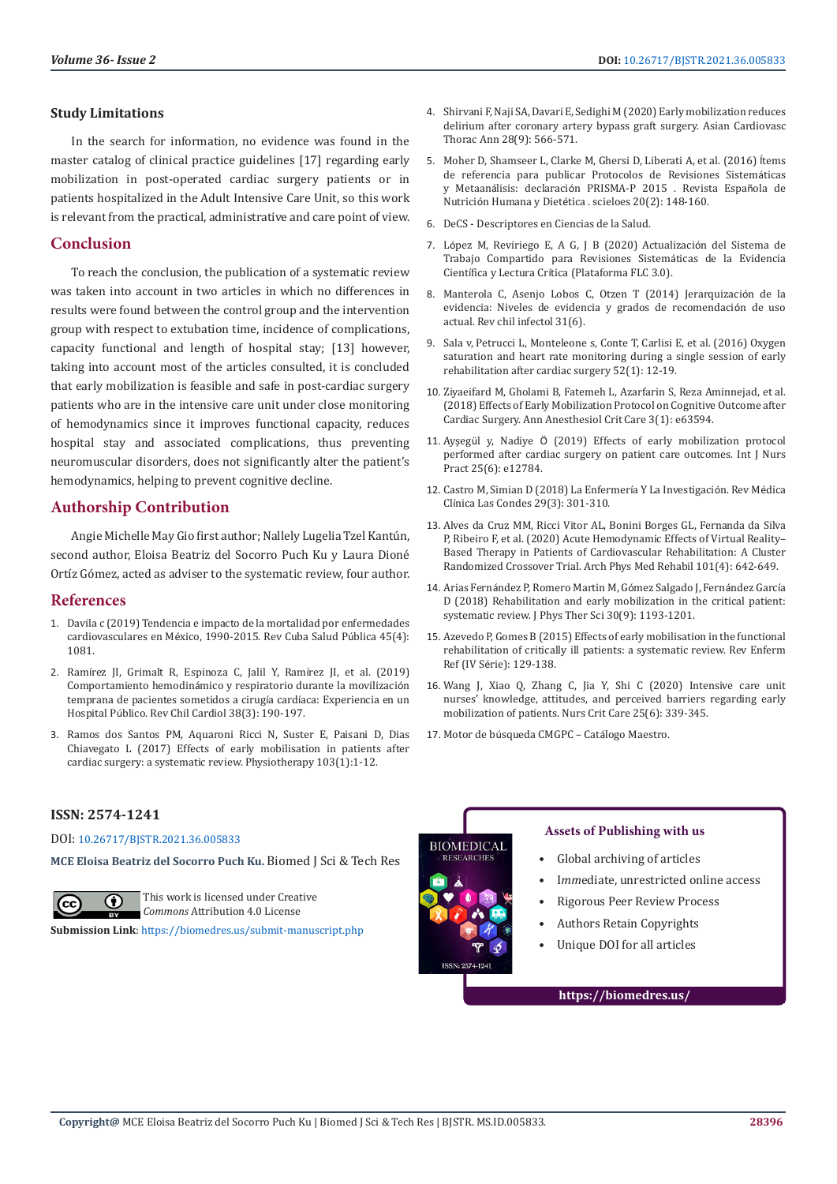## Study Limitations

In the search for information, no evidence was found in the master catalog of clinical practice guidelines [17] regarding early mobilization in post-operated cardiac surgery patients or in patients hospitalized in the Adult Intensive Care Unit, so this work is relevant from the practical, administrative and care point of view.

## Conclusion

To reach the conclusion, the publication of a systematic review was taken into account in two articles in which no differences in results were found between the control group and the intervention group with respect to extubation time, incidence of complications, capacity functional and length of hospital stay; [13] however, taking into account most of the articles consulted, it is concluded that early mobilization is feasible and safe in post-cardiac surgery patients who are in the intensive care unit under close monitoring of hemodynamics since it improves functional capacity, reduces hospital stay and associated complications, thus preventing neuromuscular disorders, does not significantly alter the patient's hemodynamics, helping to prevent cognitive decline.

## Authorship Contribution

Angie Michelle May Gio first author; Nallely Lugelia Tzel Kantún, second author, Eloisa Beatriz del Socorro Puch Ku y Laura Dioné Ortíz Gómez, acted as adviser to the systematic review, four author.

## References

1. Davila c (2019) Tendencia e impacto de la mortalidad por enfermedades cardiovasculares en México, 1990-2015. Rev Cuba Salud Pública 45(4): 1081.
2. Ramírez JI, Grimalt R, Espinoza C, Jalil Y, Ramírez JI, et al. (2019) Comportamiento hemodinámico y respiratorio durante la movilización temprana de pacientes sometidos a cirugía cardíaca: Experiencia en un Hospital Público. Rev Chil Cardiol 38(3): 190-197.
3. Ramos dos Santos PM, Aquaroni Ricci N, Suster E, Paisani D, Dias Chiavegato L (2017) Effects of early mobilisation in patients after cardiac surgery: a systematic review. Physiotherapy 103(1):1-12.
4. Shirvani F, Naji SA, Davari E, Sedighi M (2020) Early mobilization reduces delirium after coronary artery bypass graft surgery. Asian Cardiovasc Thorac Ann 28(9): 566-571.
5. Moher D, Shamseer L, Clarke M, Ghersi D, Liberati A, et al. (2016) Ítems de referencia para publicar Protocolos de Revisiones Sistemáticas y Metaanálisis: declaración PRISMA-P 2015 . Revista Española de Nutrición Humana y Dietética . scieloes 20(2): 148-160.
6. DeCS - Descriptores en Ciencias de la Salud.
7. López M, Reviriego E, A G, J B (2020) Actualización del Sistema de Trabajo Compartido para Revisiones Sistemáticas de la Evidencia Científica y Lectura Crítica (Plataforma FLC 3.0).
8. Manterola C, Asenjo Lobos C, Otzen T (2014) Jerarquización de la evidencia: Niveles de evidencia y grados de recomendación de uso actual. Rev chil infectol 31(6).
9. Sala v, Petrucci L, Monteleone s, Conte T, Carlisi E, et al. (2016) Oxygen saturation and heart rate monitoring during a single session of early rehabilitation after cardiac surgery 52(1): 12-19.
10. Ziyaeifard M, Gholami B, Fatemeh L, Azarfarin S, Reza Aminnejad, et al. (2018) Effects of Early Mobilization Protocol on Cognitive Outcome after Cardiac Surgery. Ann Anesthesiol Crit Care 3(1): e63594.
11. Ayşegül y, Nadiye Ö (2019) Effects of early mobilization protocol performed after cardiac surgery on patient care outcomes. Int J Nurs Pract 25(6): e12784.
12. Castro M, Simian D (2018) La Enfermería Y La Investigación. Rev Médica Clínica Las Condes 29(3): 301-310.
13. Alves da Cruz MM, Ricci Vitor AL, Bonini Borges GL, Fernanda da Silva P, Ribeiro F, et al. (2020) Acute Hemodynamic Effects of Virtual Reality–Based Therapy in Patients of Cardiovascular Rehabilitation: A Cluster Randomized Crossover Trial. Arch Phys Med Rehabil 101(4): 642-649.
14. Arias Fernández P, Romero Martin M, Gómez Salgado J, Fernández García D (2018) Rehabilitation and early mobilization in the critical patient: systematic review. J Phys Ther Sci 30(9): 1193-1201.
15. Azevedo P, Gomes B (2015) Effects of early mobilisation in the functional rehabilitation of critically ill patients: a systematic review. Rev Enferm Ref (IV Série): 129-138.
16. Wang J, Xiao Q, Zhang C, Jia Y, Shi C (2020) Intensive care unit nurses' knowledge, attitudes, and perceived barriers regarding early mobilization of patients. Nurs Crit Care 25(6): 339-345.
17. Motor de búsqueda CMGPC – Catálogo Maestro.

**ISSN: 2574-1241**

DOI: 10.26717/BJSTR.2021.36.005833

**MCE Eloisa Beatriz del Socorro Puch Ku.** Biomed J Sci & Tech Res

This work is licensed under Creative *Commons* Attribution 4.0 License

**Submission Link**: https://biomedres.us/submit-manuscript.php

### Assets of Publishing with us

- Global archiving of articles
- Immediate, unrestricted online access
- Rigorous Peer Review Process
- Authors Retain Copyrights
- Unique DOI for all articles

**https://biomedres.us/**